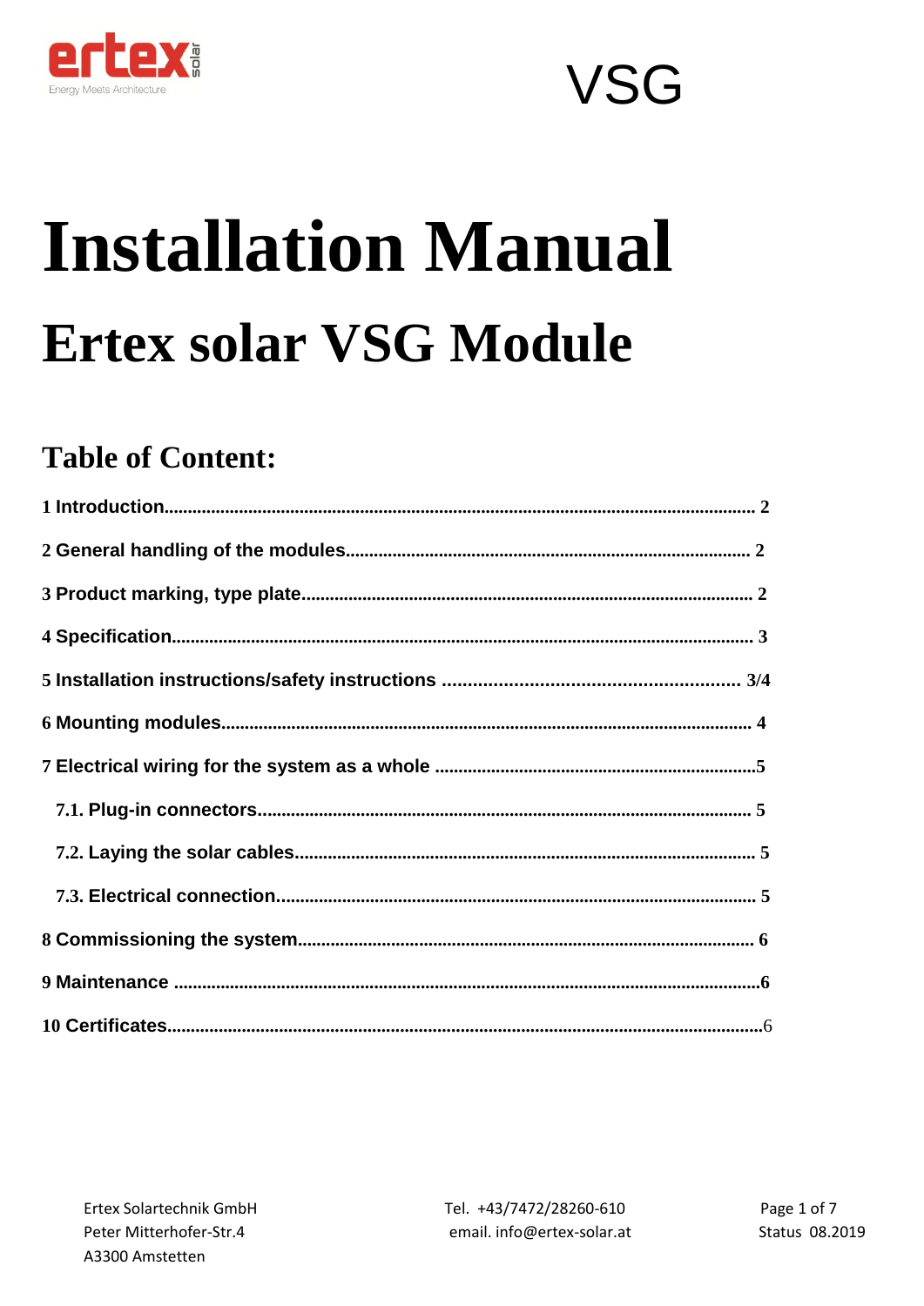VSG

# Installation Manual

# Ertex solar VSG Module

## Table of Content:

| | |
|---|---|
| 1 Introduction | 2 |
| 2 General handling of the modules | 2 |
| 3 Product marking, type plate | 2 |
| 4 Specification | 3 |
| 5 Installation instructions/safety instructions | 3/4 |
| 6 Mounting modules | 4 |
| 7 Electrical wiring for the system as a whole | 5 |
| 7.1. Plug-in connectors | 5 |
| 7.2. Laying the solar cables | 5 |
| 7.3. Electrical connection | 5 |
| 8 Commissioning the system | 6 |
| 9 Maintenance | 6 |
| 10 Certificates | 6 |

Ertex Solartechnik GmbH
Peter Mitterhofer-Str.4
A3300 Amstetten

Tel. +43/7472/28260-610
email. info@ertex-solar.at

Status 08.2019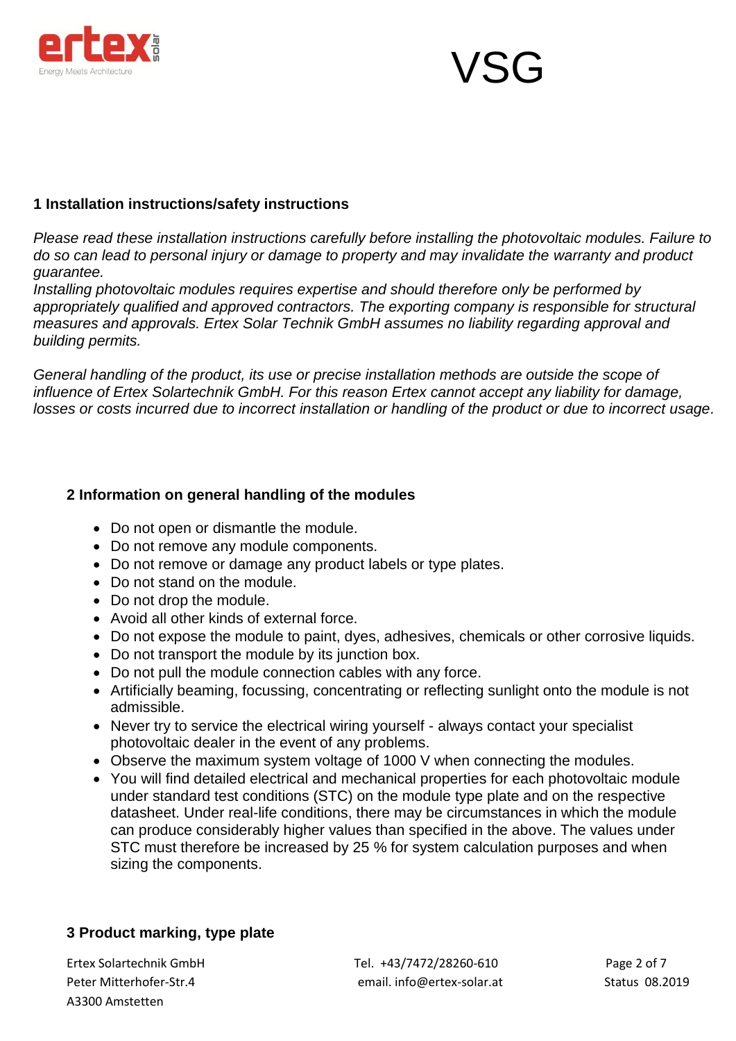VSG

## 1 Installation instructions/safety instructions

*Please read these installation instructions carefully before installing the photovoltaic modules. Failure to do so can lead to personal injury or damage to property and may invalidate the warranty and product guarantee.*
*Installing photovoltaic modules requires expertise and should therefore only be performed by appropriately qualified and approved contractors. The exporting company is responsible for structural measures and approvals. Ertex Solar Technik GmbH assumes no liability regarding approval and building permits.*

*General handling of the product, its use or precise installation methods are outside the scope of influence of Ertex Solartechnik GmbH. For this reason Ertex cannot accept any liability for damage, losses or costs incurred due to incorrect installation or handling of the product or due to incorrect usage.*

## 2 Information on general handling of the modules

- Do not open or dismantle the module.
- Do not remove any module components.
- Do not remove or damage any product labels or type plates.
- Do not stand on the module.
- Do not drop the module.
- Avoid all other kinds of external force.
- Do not expose the module to paint, dyes, adhesives, chemicals or other corrosive liquids.
- Do not transport the module by its junction box.
- Do not pull the module connection cables with any force.
- Artificially beaming, focussing, concentrating or reflecting sunlight onto the module is not admissible.
- Never try to service the electrical wiring yourself - always contact your specialist photovoltaic dealer in the event of any problems.
- Observe the maximum system voltage of 1000 V when connecting the modules.
- You will find detailed electrical and mechanical properties for each photovoltaic module under standard test conditions (STC) on the module type plate and on the respective datasheet. Under real-life conditions, there may be circumstances in which the module can produce considerably higher values than specified in the above. The values under STC must therefore be increased by 25 % for system calculation purposes and when sizing the components.

## 3 Product marking, type plate

Ertex Solartechnik GmbH
Peter Mitterhofer-Str.4
A3300 Amstetten

Tel. +43/7472/28260-610
email. info@ertex-solar.at

Status 08.2019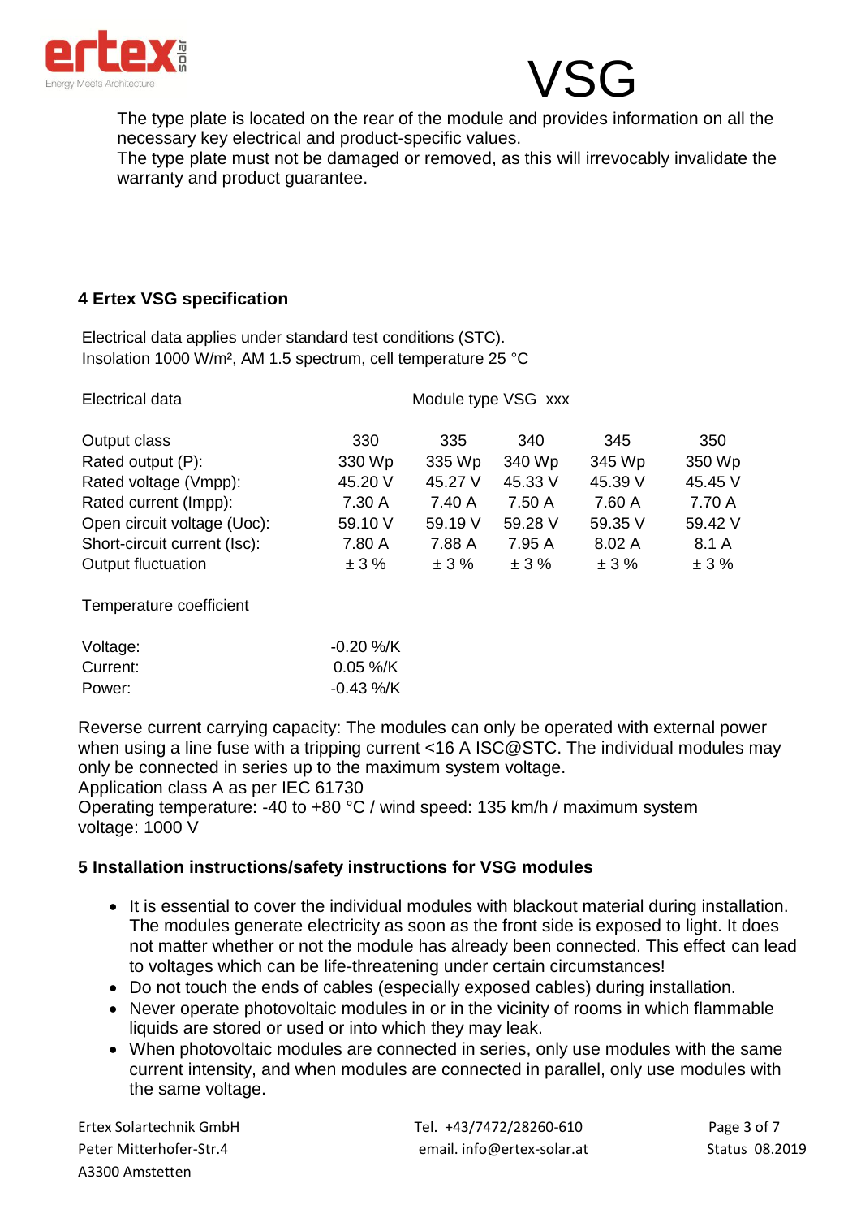The type plate is located on the rear of the module and provides information on all the necessary key electrical and product-specific values.
The type plate must not be damaged or removed, as this will irrevocably invalidate the warranty and product guarantee.

## 4 Ertex VSG specification

Electrical data applies under standard test conditions (STC).
Insolation 1000 W/m², AM 1.5 spectrum, cell temperature 25 °C

| Electrical data | Module type VSG xxx | | | | |
|---|---|---|---|---|---|
| Output class | 330 | 335 | 340 | 345 | 350 |
| Rated output (P): | 330 Wp | 335 Wp | 340 Wp | 345 Wp | 350 Wp |
| Rated voltage (Vmpp): | 45.20 V | 45.27 V | 45.33 V | 45.39 V | 45.45 V |
| Rated current (Impp): | 7.30 A | 7.40 A | 7.50 A | 7.60 A | 7.70 A |
| Open circuit voltage (Uoc): | 59.10 V | 59.19 V | 59.28 V | 59.35 V | 59.42 V |
| Short-circuit current (Isc): | 7.80 A | 7.88 A | 7.95 A | 8.02 A | 8.1 A |
| Output fluctuation | ± 3 % | ± 3 % | ± 3 % | ± 3 % | ± 3 % |

Temperature coefficient

| | |
|---|---|
| Voltage: | -0.20 %/K |
| Current: | 0.05 %/K |
| Power: | -0.43 %/K |

Reverse current carrying capacity: The modules can only be operated with external power when using a line fuse with a tripping current <16 A ISC@STC. The individual modules may only be connected in series up to the maximum system voltage.
Application class A as per IEC 61730
Operating temperature: -40 to +80 °C / wind speed: 135 km/h / maximum system voltage: 1000 V

## 5 Installation instructions/safety instructions for VSG modules

- It is essential to cover the individual modules with blackout material during installation. The modules generate electricity as soon as the front side is exposed to light. It does not matter whether or not the module has already been connected. This effect can lead to voltages which can be life-threatening under certain circumstances!
- Do not touch the ends of cables (especially exposed cables) during installation.
- Never operate photovoltaic modules in or in the vicinity of rooms in which flammable liquids are stored or used or into which they may leak.
- When photovoltaic modules are connected in series, only use modules with the same current intensity, and when modules are connected in parallel, only use modules with the same voltage.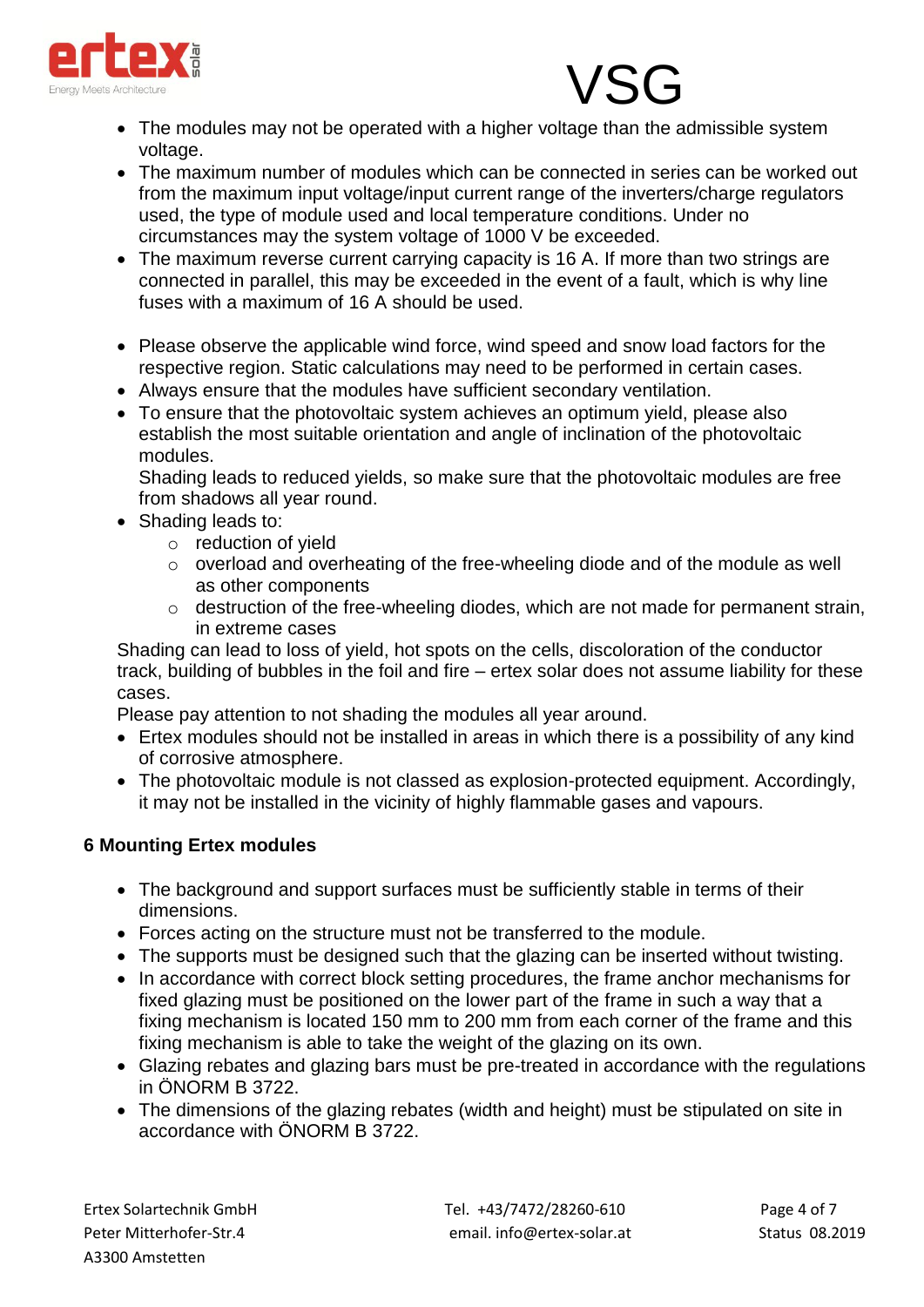- The modules may not be operated with a higher voltage than the admissible system voltage.
- The maximum number of modules which can be connected in series can be worked out from the maximum input voltage/input current range of the inverters/charge regulators used, the type of module used and local temperature conditions. Under no circumstances may the system voltage of 1000 V be exceeded.
- The maximum reverse current carrying capacity is 16 A. If more than two strings are connected in parallel, this may be exceeded in the event of a fault, which is why line fuses with a maximum of 16 A should be used.

- Please observe the applicable wind force, wind speed and snow load factors for the respective region. Static calculations may need to be performed in certain cases.
- Always ensure that the modules have sufficient secondary ventilation.
- To ensure that the photovoltaic system achieves an optimum yield, please also establish the most suitable orientation and angle of inclination of the photovoltaic modules.
  Shading leads to reduced yields, so make sure that the photovoltaic modules are free from shadows all year round.
- Shading leads to:
  - reduction of yield
  - overload and overheating of the free-wheeling diode and of the module as well as other components
  - destruction of the free-wheeling diodes, which are not made for permanent strain, in extreme cases

Shading can lead to loss of yield, hot spots on the cells, discoloration of the conductor track, building of bubbles in the foil and fire – ertex solar does not assume liability for these cases.
Please pay attention to not shading the modules all year around.

- Ertex modules should not be installed in areas in which there is a possibility of any kind of corrosive atmosphere.
- The photovoltaic module is not classed as explosion-protected equipment. Accordingly, it may not be installed in the vicinity of highly flammable gases and vapours.

## 6 Mounting Ertex modules

- The background and support surfaces must be sufficiently stable in terms of their dimensions.
- Forces acting on the structure must not be transferred to the module.
- The supports must be designed such that the glazing can be inserted without twisting.
- In accordance with correct block setting procedures, the frame anchor mechanisms for fixed glazing must be positioned on the lower part of the frame in such a way that a fixing mechanism is located 150 mm to 200 mm from each corner of the frame and this fixing mechanism is able to take the weight of the glazing on its own.
- Glazing rebates and glazing bars must be pre-treated in accordance with the regulations in ÖNORM B 3722.
- The dimensions of the glazing rebates (width and height) must be stipulated on site in accordance with ÖNORM B 3722.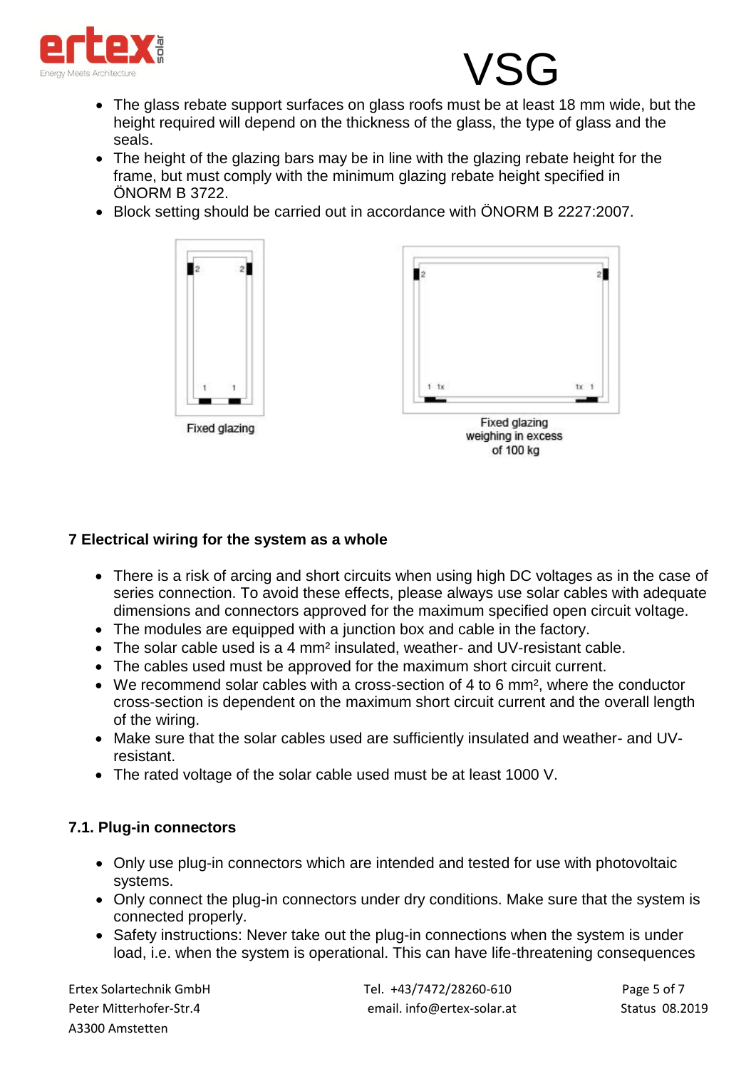- The glass rebate support surfaces on glass roofs must be at least 18 mm wide, but the height required will depend on the thickness of the glass, the type of glass and the seals.
- The height of the glazing bars may be in line with the glazing rebate height for the frame, but must comply with the minimum glazing rebate height specified in ÖNORM B 3722.
- Block setting should be carried out in accordance with ÖNORM B 2227:2007.

Fixed glazing

Fixed glazing weighing in excess of 100 kg

## 7 Electrical wiring for the system as a whole

- There is a risk of arcing and short circuits when using high DC voltages as in the case of series connection. To avoid these effects, please always use solar cables with adequate dimensions and connectors approved for the maximum specified open circuit voltage.
- The modules are equipped with a junction box and cable in the factory.
- The solar cable used is a 4 mm² insulated, weather- and UV-resistant cable.
- The cables used must be approved for the maximum short circuit current.
- We recommend solar cables with a cross-section of 4 to 6 mm², where the conductor cross-section is dependent on the maximum short circuit current and the overall length of the wiring.
- Make sure that the solar cables used are sufficiently insulated and weather- and UV-resistant.
- The rated voltage of the solar cable used must be at least 1000 V.

### 7.1. Plug-in connectors

- Only use plug-in connectors which are intended and tested for use with photovoltaic systems.
- Only connect the plug-in connectors under dry conditions. Make sure that the system is connected properly.
- Safety instructions: Never take out the plug-in connections when the system is under load, i.e. when the system is operational. This can have life-threatening consequences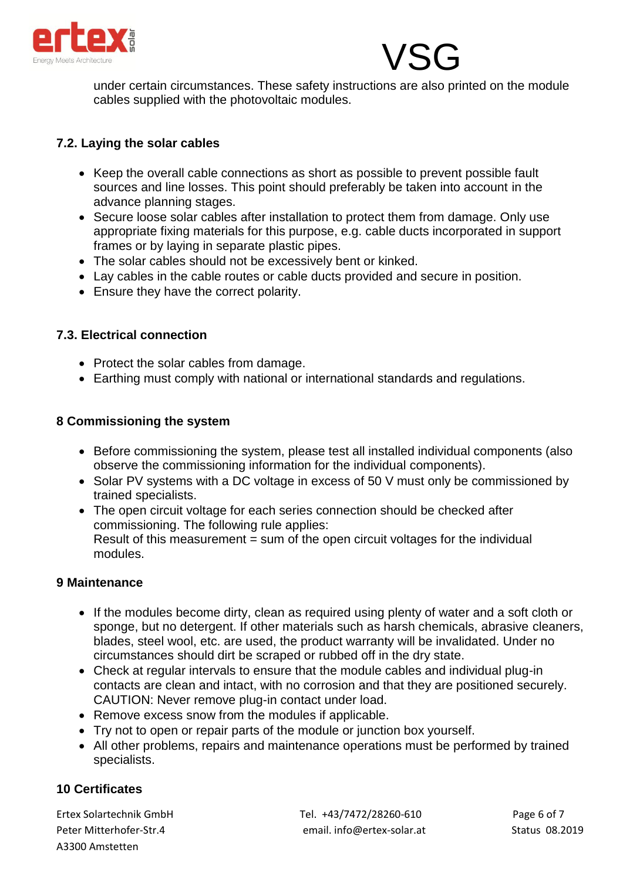under certain circumstances. These safety instructions are also printed on the module cables supplied with the photovoltaic modules.

### 7.2. Laying the solar cables

- Keep the overall cable connections as short as possible to prevent possible fault sources and line losses. This point should preferably be taken into account in the advance planning stages.
- Secure loose solar cables after installation to protect them from damage. Only use appropriate fixing materials for this purpose, e.g. cable ducts incorporated in support frames or by laying in separate plastic pipes.
- The solar cables should not be excessively bent or kinked.
- Lay cables in the cable routes or cable ducts provided and secure in position.
- Ensure they have the correct polarity.

### 7.3. Electrical connection

- Protect the solar cables from damage.
- Earthing must comply with national or international standards and regulations.

## 8 Commissioning the system

- Before commissioning the system, please test all installed individual components (also observe the commissioning information for the individual components).
- Solar PV systems with a DC voltage in excess of 50 V must only be commissioned by trained specialists.
- The open circuit voltage for each series connection should be checked after commissioning. The following rule applies:
  Result of this measurement = sum of the open circuit voltages for the individual modules.

## 9 Maintenance

- If the modules become dirty, clean as required using plenty of water and a soft cloth or sponge, but no detergent. If other materials such as harsh chemicals, abrasive cleaners, blades, steel wool, etc. are used, the product warranty will be invalidated. Under no circumstances should dirt be scraped or rubbed off in the dry state.
- Check at regular intervals to ensure that the module cables and individual plug-in contacts are clean and intact, with no corrosion and that they are positioned securely. CAUTION: Never remove plug-in contact under load.
- Remove excess snow from the modules if applicable.
- Try not to open or repair parts of the module or junction box yourself.
- All other problems, repairs and maintenance operations must be performed by trained specialists.

## 10 Certificates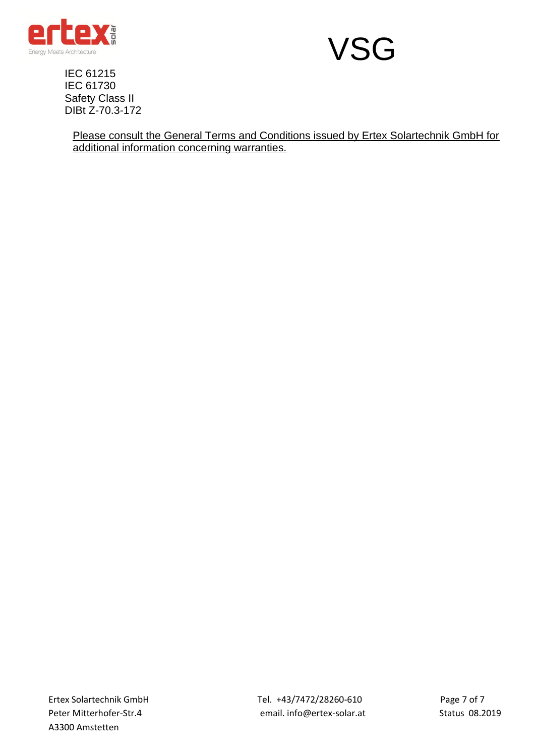# VSG

IEC 61215
IEC 61730
Safety Class II
DIBt Z-70.3-172

Please consult the General Terms and Conditions issued by Ertex Solartechnik GmbH for additional information concerning warranties.

Ertex Solartechnik GmbH
Peter Mitterhofer-Str.4
A3300 Amstetten

Tel. +43/7472/28260-610
email. info@ertex-solar.at

Status 08.2019